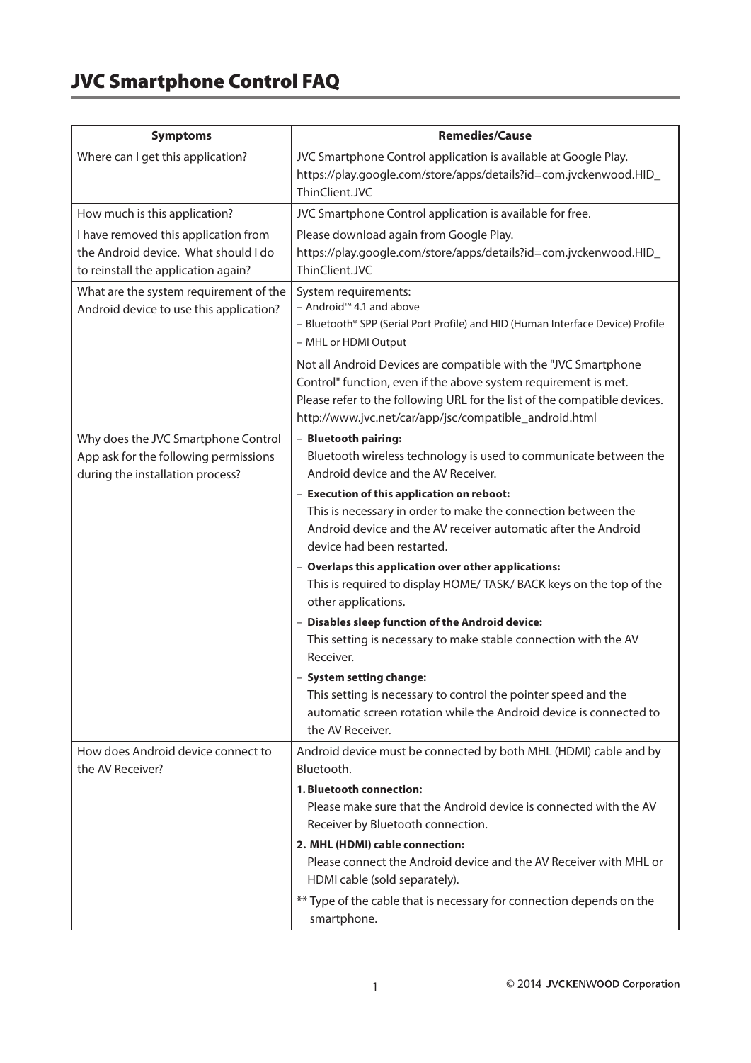# JVC Smartphone Control FAQ

| Symptoms | Remedies/Cause |
|---|---|
| Where can I get this application? | JVC Smartphone Control application is available at Google Play.<br>https://play.google.com/store/apps/details?id=com.jvckenwood.HID_ThinClient.JVC |
| How much is this application? | JVC Smartphone Control application is available for free. |
| I have removed this application from the Android device. What should I do to reinstall the application again? | Please download again from Google Play.<br>https://play.google.com/store/apps/details?id=com.jvckenwood.HID_ThinClient.JVC |
| What are the system requirement of the Android device to use this application? | System requirements:<br>– Android™ 4.1 and above<br>– Bluetooth® SPP (Serial Port Profile) and HID (Human Interface Device) Profile<br>– MHL or HDMI Output<br><br>Not all Android Devices are compatible with the "JVC Smartphone Control" function, even if the above system requirement is met.<br>Please refer to the following URL for the list of the compatible devices.<br>http://www.jvc.net/car/app/jsc/compatible_android.html |
| Why does the JVC Smartphone Control App ask for the following permissions during the installation process? | – **Bluetooth pairing:**<br>Bluetooth wireless technology is used to communicate between the Android device and the AV Receiver.<br>– **Execution of this application on reboot:**<br>This is necessary in order to make the connection between the Android device and the AV receiver automatic after the Android device had been restarted.<br>– **Overlaps this application over other applications:**<br>This is required to display HOME/ TASK/ BACK keys on the top of the other applications.<br>– **Disables sleep function of the Android device:**<br>This setting is necessary to make stable connection with the AV Receiver.<br>– **System setting change:**<br>This setting is necessary to control the pointer speed and the automatic screen rotation while the Android device is connected to the AV Receiver. |
| How does Android device connect to the AV Receiver? | Android device must be connected by both MHL (HDMI) cable and by Bluetooth.<br>**1. Bluetooth connection:**<br>Please make sure that the Android device is connected with the AV Receiver by Bluetooth connection.<br>**2. MHL (HDMI) cable connection:**<br>Please connect the Android device and the AV Receiver with MHL or HDMI cable (sold separately).<br>** Type of the cable that is necessary for connection depends on the smartphone. |

© 2014 JVCKENWOOD Corporation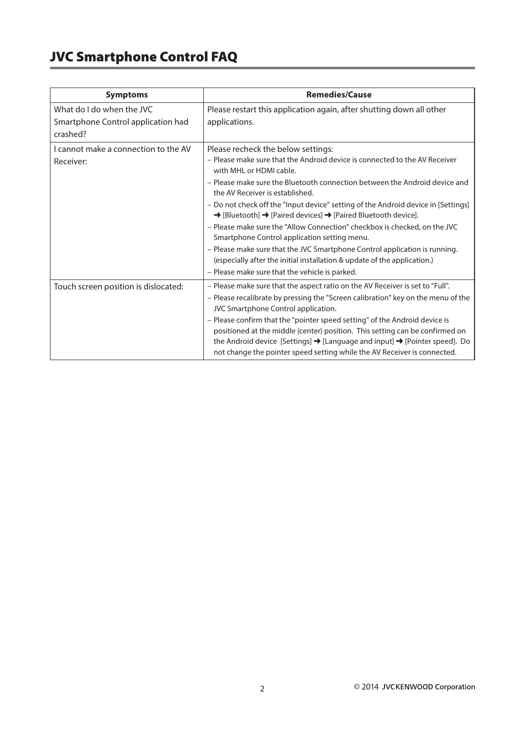# JVC Smartphone Control FAQ

| Symptoms | Remedies/Cause |
|---|---|
| What do I do when the JVC Smartphone Control application had crashed? | Please restart this application again, after shutting down all other applications. |
| I cannot make a connection to the AV Receiver: | Please recheck the below settings:<br>– Please make sure that the Android device is connected to the AV Receiver with MHL or HDMI cable.<br>– Please make sure the Bluetooth connection between the Android device and the AV Receiver is established.<br>– Do not check off the "Input device" setting of the Android device in [Settings] ➜ [Bluetooth] ➜ [Paired devices] ➜ [Paired Bluetooth device].<br>– Please make sure the "Allow Connection" checkbox is checked, on the JVC Smartphone Control application setting menu.<br>– Please make sure that the JVC Smartphone Control application is running. (especially after the initial installation & update of the application.)<br>– Please make sure that the vehicle is parked. |
| Touch screen position is dislocated: | – Please make sure that the aspect ratio on the AV Receiver is set to "Full".<br>– Please recalibrate by pressing the "Screen calibration" key on the menu of the JVC Smartphone Control application.<br>– Please confirm that the "pointer speed setting" of the Android device is positioned at the middle (center) position. This setting can be confirmed on the Android device [Settings] ➜ [Language and input] ➜ [Pointer speed]. Do not change the pointer speed setting while the AV Receiver is connected. |

© 2014 JVCKENWOOD Corporation